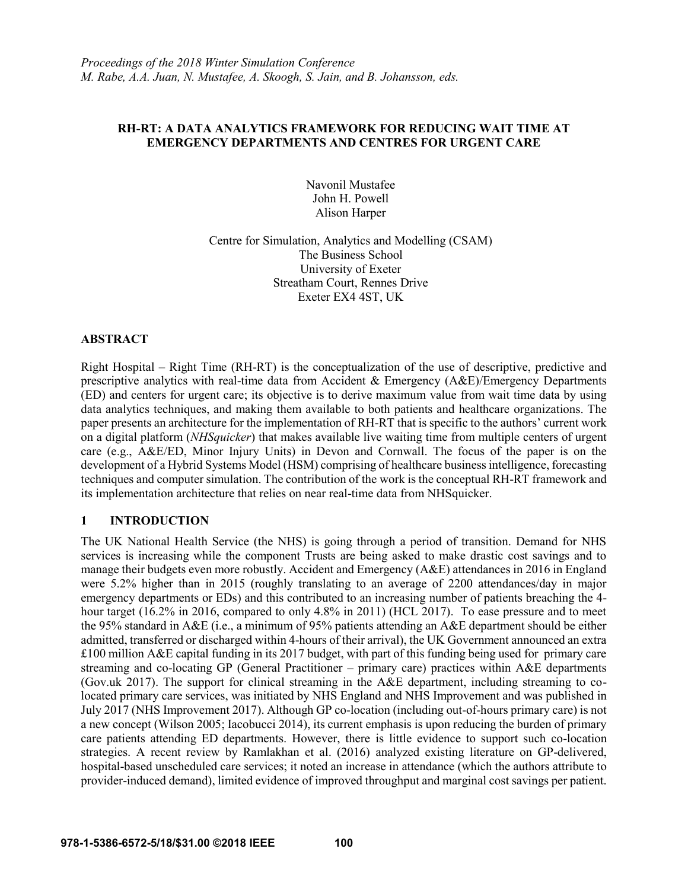*Proceedings of the 2018 Winter Simulation Conference*
*M. Rabe, A.A. Juan, N. Mustafee, A. Skoogh, S. Jain, and B. Johansson, eds.*

# RH-RT: A DATA ANALYTICS FRAMEWORK FOR REDUCING WAIT TIME AT EMERGENCY DEPARTMENTS AND CENTRES FOR URGENT CARE

Navonil Mustafee
John H. Powell
Alison Harper

Centre for Simulation, Analytics and Modelling (CSAM)
The Business School
University of Exeter
Streatham Court, Rennes Drive
Exeter EX4 4ST, UK

## ABSTRACT

Right Hospital – Right Time (RH-RT) is the conceptualization of the use of descriptive, predictive and prescriptive analytics with real-time data from Accident & Emergency (A&E)/Emergency Departments (ED) and centers for urgent care; its objective is to derive maximum value from wait time data by using data analytics techniques, and making them available to both patients and healthcare organizations. The paper presents an architecture for the implementation of RH-RT that is specific to the authors' current work on a digital platform (*NHSquicker*) that makes available live waiting time from multiple centers of urgent care (e.g., A&E/ED, Minor Injury Units) in Devon and Cornwall. The focus of the paper is on the development of a Hybrid Systems Model (HSM) comprising of healthcare business intelligence, forecasting techniques and computer simulation. The contribution of the work is the conceptual RH-RT framework and its implementation architecture that relies on near real-time data from NHSquicker.

## 1 INTRODUCTION

The UK National Health Service (the NHS) is going through a period of transition. Demand for NHS services is increasing while the component Trusts are being asked to make drastic cost savings and to manage their budgets even more robustly. Accident and Emergency (A&E) attendances in 2016 in England were 5.2% higher than in 2015 (roughly translating to an average of 2200 attendances/day in major emergency departments or EDs) and this contributed to an increasing number of patients breaching the 4-hour target (16.2% in 2016, compared to only 4.8% in 2011) (HCL 2017). To ease pressure and to meet the 95% standard in A&E (i.e., a minimum of 95% patients attending an A&E department should be either admitted, transferred or discharged within 4-hours of their arrival), the UK Government announced an extra £100 million A&E capital funding in its 2017 budget, with part of this funding being used for primary care streaming and co-locating GP (General Practitioner – primary care) practices within A&E departments (Gov.uk 2017). The support for clinical streaming in the A&E department, including streaming to co-located primary care services, was initiated by NHS England and NHS Improvement and was published in July 2017 (NHS Improvement 2017). Although GP co-location (including out-of-hours primary care) is not a new concept (Wilson 2005; Iacobucci 2014), its current emphasis is upon reducing the burden of primary care patients attending ED departments. However, there is little evidence to support such co-location strategies. A recent review by Ramlakhan et al. (2016) analyzed existing literature on GP-delivered, hospital-based unscheduled care services; it noted an increase in attendance (which the authors attribute to provider-induced demand), limited evidence of improved throughput and marginal cost savings per patient.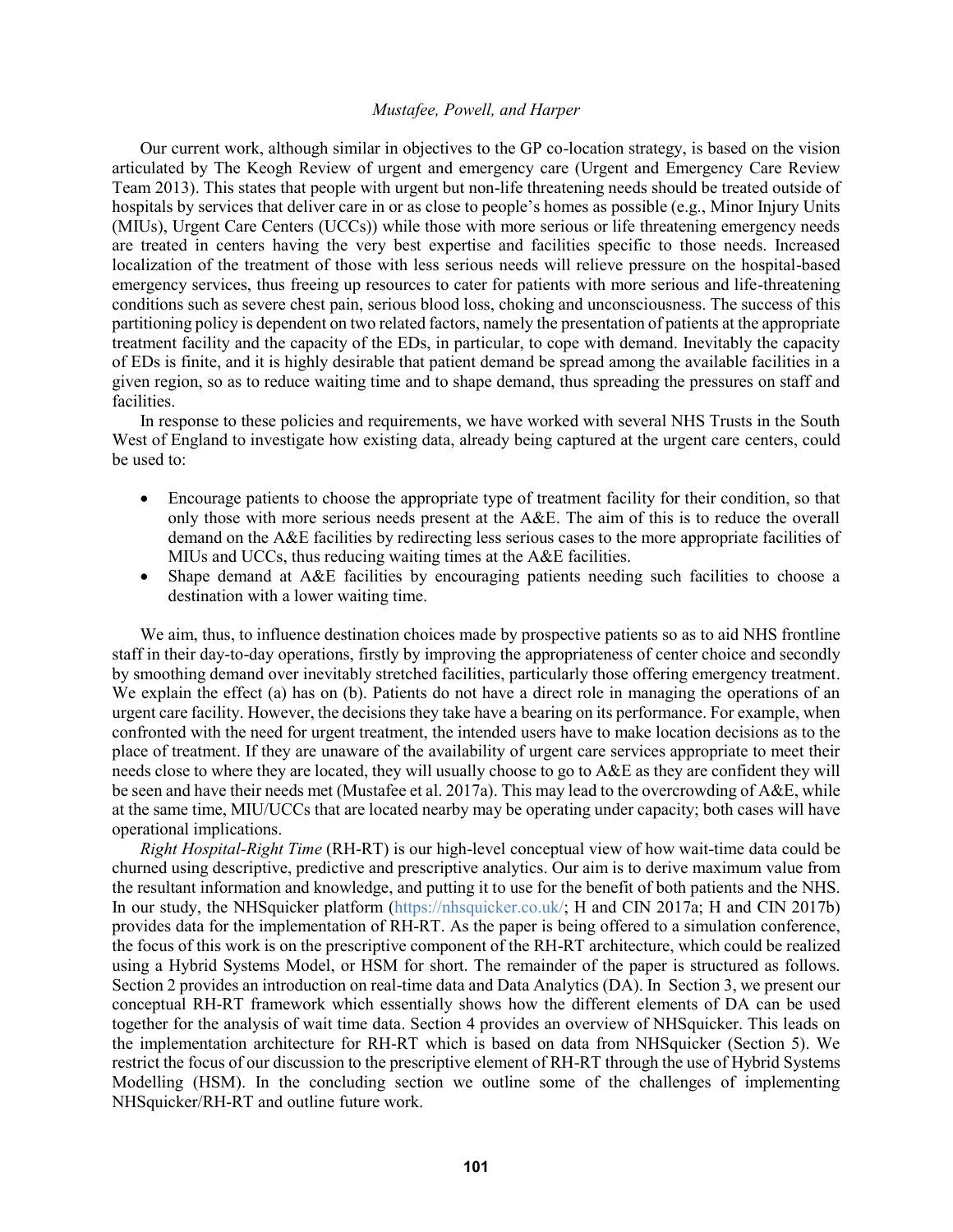Our current work, although similar in objectives to the GP co-location strategy, is based on the vision articulated by The Keogh Review of urgent and emergency care (Urgent and Emergency Care Review Team 2013). This states that people with urgent but non-life threatening needs should be treated outside of hospitals by services that deliver care in or as close to people's homes as possible (e.g., Minor Injury Units (MIUs), Urgent Care Centers (UCCs)) while those with more serious or life threatening emergency needs are treated in centers having the very best expertise and facilities specific to those needs. Increased localization of the treatment of those with less serious needs will relieve pressure on the hospital-based emergency services, thus freeing up resources to cater for patients with more serious and life-threatening conditions such as severe chest pain, serious blood loss, choking and unconsciousness. The success of this partitioning policy is dependent on two related factors, namely the presentation of patients at the appropriate treatment facility and the capacity of the EDs, in particular, to cope with demand. Inevitably the capacity of EDs is finite, and it is highly desirable that patient demand be spread among the available facilities in a given region, so as to reduce waiting time and to shape demand, thus spreading the pressures on staff and facilities.

In response to these policies and requirements, we have worked with several NHS Trusts in the South West of England to investigate how existing data, already being captured at the urgent care centers, could be used to:

- Encourage patients to choose the appropriate type of treatment facility for their condition, so that only those with more serious needs present at the A&E. The aim of this is to reduce the overall demand on the A&E facilities by redirecting less serious cases to the more appropriate facilities of MIUs and UCCs, thus reducing waiting times at the A&E facilities.
- Shape demand at A&E facilities by encouraging patients needing such facilities to choose a destination with a lower waiting time.

We aim, thus, to influence destination choices made by prospective patients so as to aid NHS frontline staff in their day-to-day operations, firstly by improving the appropriateness of center choice and secondly by smoothing demand over inevitably stretched facilities, particularly those offering emergency treatment. We explain the effect (a) has on (b). Patients do not have a direct role in managing the operations of an urgent care facility. However, the decisions they take have a bearing on its performance. For example, when confronted with the need for urgent treatment, the intended users have to make location decisions as to the place of treatment. If they are unaware of the availability of urgent care services appropriate to meet their needs close to where they are located, they will usually choose to go to A&E as they are confident they will be seen and have their needs met (Mustafee et al. 2017a). This may lead to the overcrowding of A&E, while at the same time, MIU/UCCs that are located nearby may be operating under capacity; both cases will have operational implications.

*Right Hospital-Right Time* (RH-RT) is our high-level conceptual view of how wait-time data could be churned using descriptive, predictive and prescriptive analytics. Our aim is to derive maximum value from the resultant information and knowledge, and putting it to use for the benefit of both patients and the NHS. In our study, the NHSquicker platform (https://nhsquicker.co.uk/; H and CIN 2017a; H and CIN 2017b) provides data for the implementation of RH-RT. As the paper is being offered to a simulation conference, the focus of this work is on the prescriptive component of the RH-RT architecture, which could be realized using a Hybrid Systems Model, or HSM for short. The remainder of the paper is structured as follows. Section 2 provides an introduction on real-time data and Data Analytics (DA). In Section 3, we present our conceptual RH-RT framework which essentially shows how the different elements of DA can be used together for the analysis of wait time data. Section 4 provides an overview of NHSquicker. This leads on the implementation architecture for RH-RT which is based on data from NHSquicker (Section 5). We restrict the focus of our discussion to the prescriptive element of RH-RT through the use of Hybrid Systems Modelling (HSM). In the concluding section we outline some of the challenges of implementing NHSquicker/RH-RT and outline future work.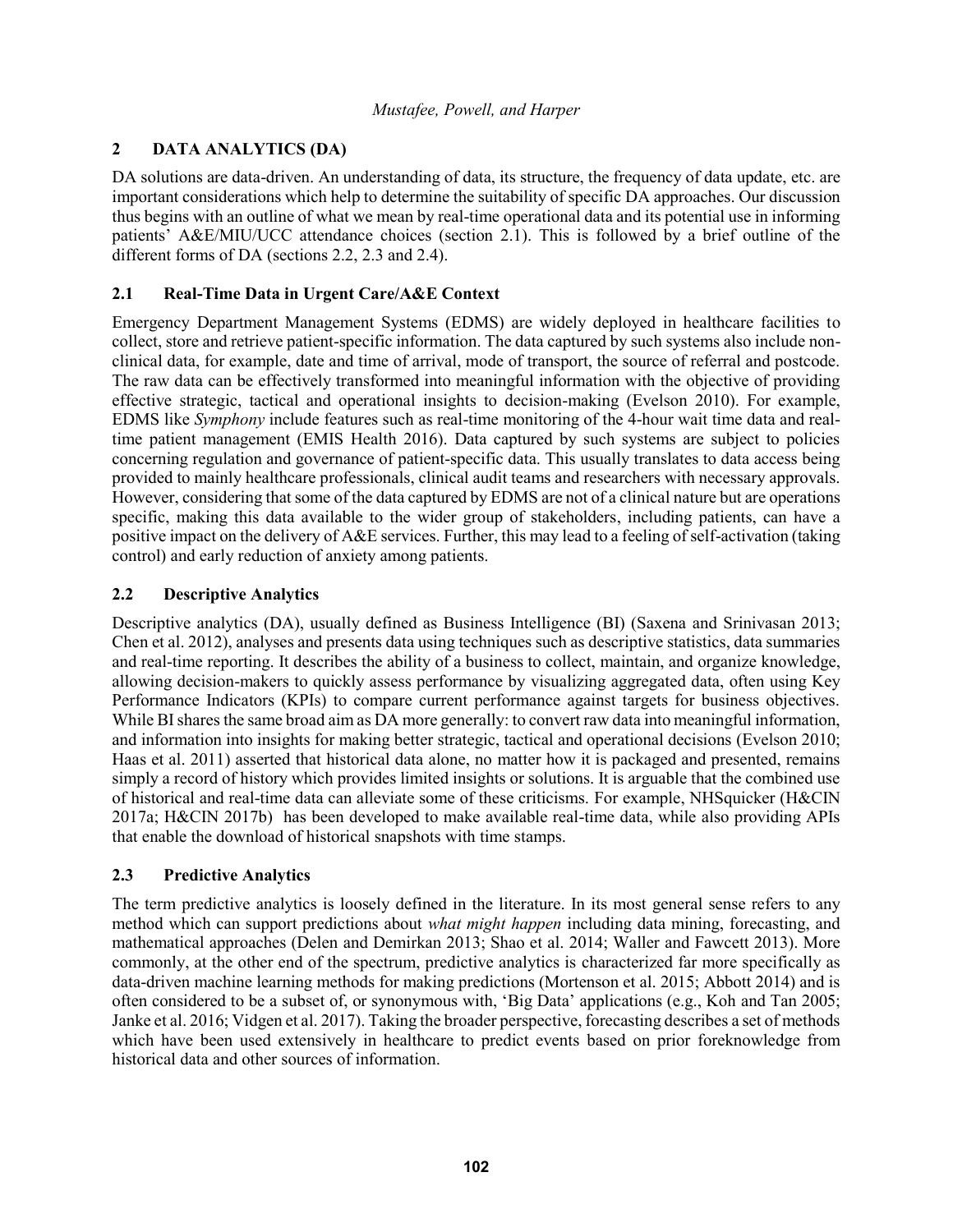## 2 DATA ANALYTICS (DA)

DA solutions are data-driven. An understanding of data, its structure, the frequency of data update, etc. are important considerations which help to determine the suitability of specific DA approaches. Our discussion thus begins with an outline of what we mean by real-time operational data and its potential use in informing patients' A&E/MIU/UCC attendance choices (section 2.1). This is followed by a brief outline of the different forms of DA (sections 2.2, 2.3 and 2.4).

### 2.1 Real-Time Data in Urgent Care/A&E Context

Emergency Department Management Systems (EDMS) are widely deployed in healthcare facilities to collect, store and retrieve patient-specific information. The data captured by such systems also include non-clinical data, for example, date and time of arrival, mode of transport, the source of referral and postcode. The raw data can be effectively transformed into meaningful information with the objective of providing effective strategic, tactical and operational insights to decision-making (Evelson 2010). For example, EDMS like *Symphony* include features such as real-time monitoring of the 4-hour wait time data and real-time patient management (EMIS Health 2016). Data captured by such systems are subject to policies concerning regulation and governance of patient-specific data. This usually translates to data access being provided to mainly healthcare professionals, clinical audit teams and researchers with necessary approvals. However, considering that some of the data captured by EDMS are not of a clinical nature but are operations specific, making this data available to the wider group of stakeholders, including patients, can have a positive impact on the delivery of A&E services. Further, this may lead to a feeling of self-activation (taking control) and early reduction of anxiety among patients.

### 2.2 Descriptive Analytics

Descriptive analytics (DA), usually defined as Business Intelligence (BI) (Saxena and Srinivasan 2013; Chen et al. 2012), analyses and presents data using techniques such as descriptive statistics, data summaries and real-time reporting. It describes the ability of a business to collect, maintain, and organize knowledge, allowing decision-makers to quickly assess performance by visualizing aggregated data, often using Key Performance Indicators (KPIs) to compare current performance against targets for business objectives. While BI shares the same broad aim as DA more generally: to convert raw data into meaningful information, and information into insights for making better strategic, tactical and operational decisions (Evelson 2010; Haas et al. 2011) asserted that historical data alone, no matter how it is packaged and presented, remains simply a record of history which provides limited insights or solutions. It is arguable that the combined use of historical and real-time data can alleviate some of these criticisms. For example, NHSquicker (H&CIN 2017a; H&CIN 2017b) has been developed to make available real-time data, while also providing APIs that enable the download of historical snapshots with time stamps.

### 2.3 Predictive Analytics

The term predictive analytics is loosely defined in the literature. In its most general sense refers to any method which can support predictions about *what might happen* including data mining, forecasting, and mathematical approaches (Delen and Demirkan 2013; Shao et al. 2014; Waller and Fawcett 2013). More commonly, at the other end of the spectrum, predictive analytics is characterized far more specifically as data-driven machine learning methods for making predictions (Mortenson et al. 2015; Abbott 2014) and is often considered to be a subset of, or synonymous with, 'Big Data' applications (e.g., Koh and Tan 2005; Janke et al. 2016; Vidgen et al. 2017). Taking the broader perspective, forecasting describes a set of methods which have been used extensively in healthcare to predict events based on prior foreknowledge from historical data and other sources of information.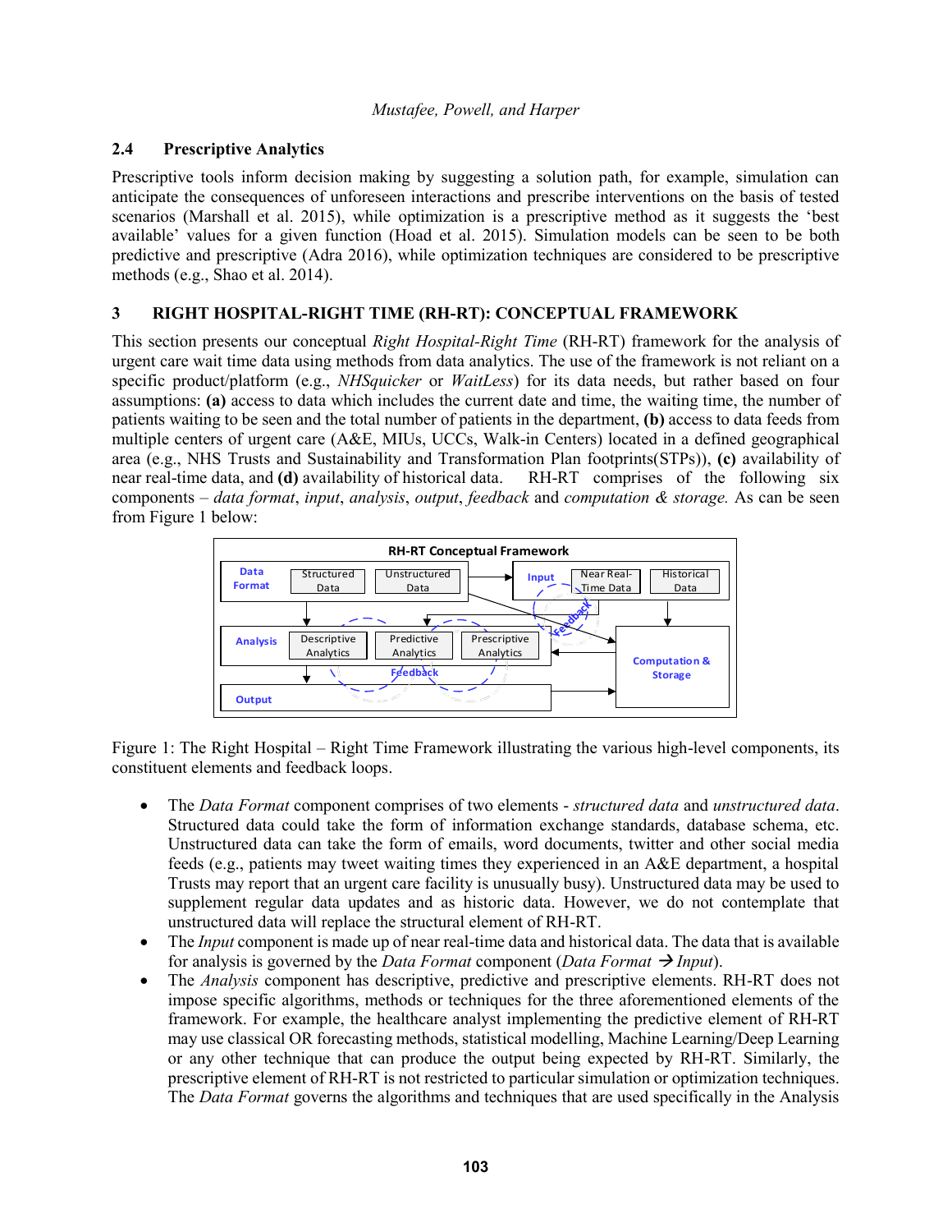## 2.4 Prescriptive Analytics

Prescriptive tools inform decision making by suggesting a solution path, for example, simulation can anticipate the consequences of unforeseen interactions and prescribe interventions on the basis of tested scenarios (Marshall et al. 2015), while optimization is a prescriptive method as it suggests the 'best available' values for a given function (Hoad et al. 2015). Simulation models can be seen to be both predictive and prescriptive (Adra 2016), while optimization techniques are considered to be prescriptive methods (e.g., Shao et al. 2014).

# 3 RIGHT HOSPITAL-RIGHT TIME (RH-RT): CONCEPTUAL FRAMEWORK

This section presents our conceptual *Right Hospital-Right Time* (RH-RT) framework for the analysis of urgent care wait time data using methods from data analytics. The use of the framework is not reliant on a specific product/platform (e.g., *NHSquicker* or *WaitLess*) for its data needs, but rather based on four assumptions: **(a)** access to data which includes the current date and time, the waiting time, the number of patients waiting to be seen and the total number of patients in the department, **(b)** access to data feeds from multiple centers of urgent care (A&E, MIUs, UCCs, Walk-in Centers) located in a defined geographical area (e.g., NHS Trusts and Sustainability and Transformation Plan footprints(STPs)), **(c)** availability of near real-time data, and **(d)** availability of historical data. RH-RT comprises of the following six components – *data format*, *input*, *analysis*, *output*, *feedback* and *computation & storage.* As can be seen from Figure 1 below:

Figure 1: The Right Hospital – Right Time Framework illustrating the various high-level components, its constituent elements and feedback loops.

- The *Data Format* component comprises of two elements - *structured data* and *unstructured data*. Structured data could take the form of information exchange standards, database schema, etc. Unstructured data can take the form of emails, word documents, twitter and other social media feeds (e.g., patients may tweet waiting times they experienced in an A&E department, a hospital Trusts may report that an urgent care facility is unusually busy). Unstructured data may be used to supplement regular data updates and as historic data. However, we do not contemplate that unstructured data will replace the structural element of RH-RT.
- The *Input* component is made up of near real-time data and historical data. The data that is available for analysis is governed by the *Data Format* component (*Data Format* → *Input*).
- The *Analysis* component has descriptive, predictive and prescriptive elements. RH-RT does not impose specific algorithms, methods or techniques for the three aforementioned elements of the framework. For example, the healthcare analyst implementing the predictive element of RH-RT may use classical OR forecasting methods, statistical modelling, Machine Learning/Deep Learning or any other technique that can produce the output being expected by RH-RT. Similarly, the prescriptive element of RH-RT is not restricted to particular simulation or optimization techniques. The *Data Format* governs the algorithms and techniques that are used specifically in the Analysis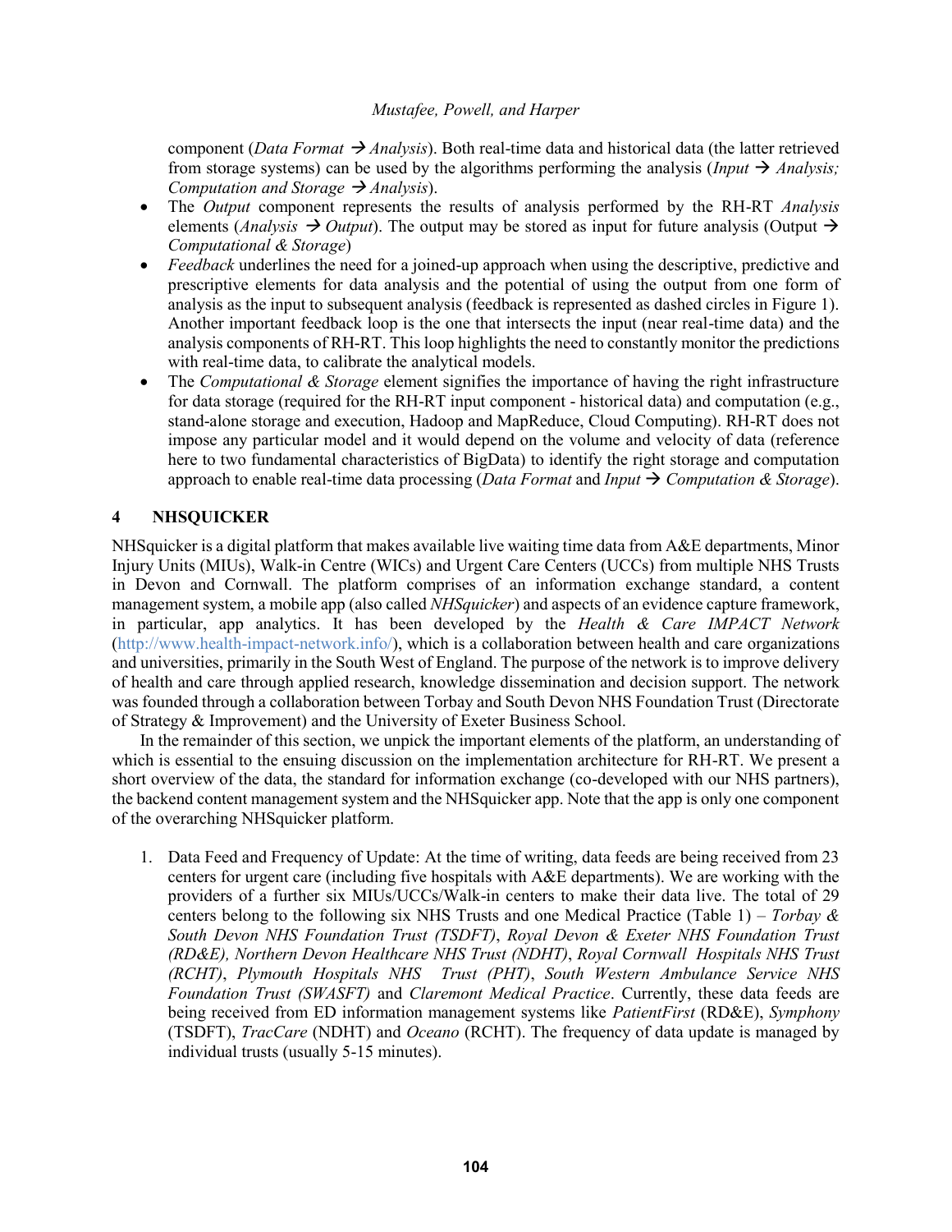component (*Data Format* → *Analysis*). Both real-time data and historical data (the latter retrieved from storage systems) can be used by the algorithms performing the analysis (*Input* → *Analysis; Computation and Storage* → *Analysis*).

- The *Output* component represents the results of analysis performed by the RH-RT *Analysis* elements (*Analysis* → *Output*). The output may be stored as input for future analysis (Output → *Computational & Storage*)
- *Feedback* underlines the need for a joined-up approach when using the descriptive, predictive and prescriptive elements for data analysis and the potential of using the output from one form of analysis as the input to subsequent analysis (feedback is represented as dashed circles in Figure 1). Another important feedback loop is the one that intersects the input (near real-time data) and the analysis components of RH-RT. This loop highlights the need to constantly monitor the predictions with real-time data, to calibrate the analytical models.
- The *Computational & Storage* element signifies the importance of having the right infrastructure for data storage (required for the RH-RT input component - historical data) and computation (e.g., stand-alone storage and execution, Hadoop and MapReduce, Cloud Computing). RH-RT does not impose any particular model and it would depend on the volume and velocity of data (reference here to two fundamental characteristics of BigData) to identify the right storage and computation approach to enable real-time data processing (*Data Format* and *Input* → *Computation & Storage*).

## 4 NHSQUICKER

NHSquicker is a digital platform that makes available live waiting time data from A&E departments, Minor Injury Units (MIUs), Walk-in Centre (WICs) and Urgent Care Centers (UCCs) from multiple NHS Trusts in Devon and Cornwall. The platform comprises of an information exchange standard, a content management system, a mobile app (also called *NHSquicker*) and aspects of an evidence capture framework, in particular, app analytics. It has been developed by the *Health & Care IMPACT Network* (http://www.health-impact-network.info/), which is a collaboration between health and care organizations and universities, primarily in the South West of England. The purpose of the network is to improve delivery of health and care through applied research, knowledge dissemination and decision support. The network was founded through a collaboration between Torbay and South Devon NHS Foundation Trust (Directorate of Strategy & Improvement) and the University of Exeter Business School.

In the remainder of this section, we unpick the important elements of the platform, an understanding of which is essential to the ensuing discussion on the implementation architecture for RH-RT. We present a short overview of the data, the standard for information exchange (co-developed with our NHS partners), the backend content management system and the NHSquicker app. Note that the app is only one component of the overarching NHSquicker platform.

1. Data Feed and Frequency of Update: At the time of writing, data feeds are being received from 23 centers for urgent care (including five hospitals with A&E departments). We are working with the providers of a further six MIUs/UCCs/Walk-in centers to make their data live. The total of 29 centers belong to the following six NHS Trusts and one Medical Practice (Table 1) – *Torbay & South Devon NHS Foundation Trust (TSDFT)*, *Royal Devon & Exeter NHS Foundation Trust (RD&E), Northern Devon Healthcare NHS Trust (NDHT)*, *Royal Cornwall Hospitals NHS Trust (RCHT)*, *Plymouth Hospitals NHS Trust (PHT)*, *South Western Ambulance Service NHS Foundation Trust (SWASFT)* and *Claremont Medical Practice*. Currently, these data feeds are being received from ED information management systems like *PatientFirst* (RD&E), *Symphony* (TSDFT), *TracCare* (NDHT) and *Oceano* (RCHT). The frequency of data update is managed by individual trusts (usually 5-15 minutes).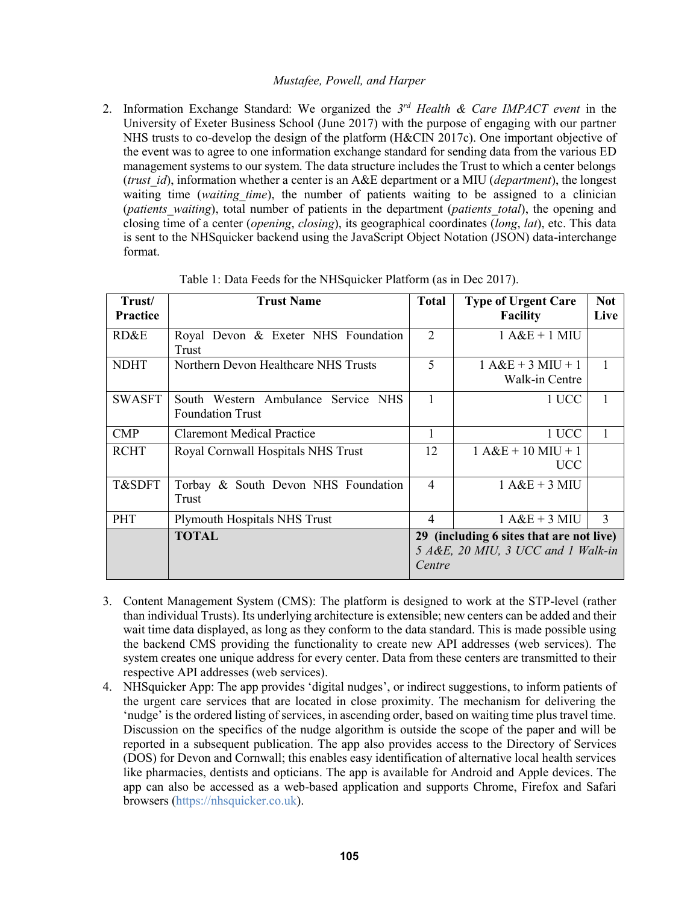2. Information Exchange Standard: We organized the *3rd Health & Care IMPACT event* in the University of Exeter Business School (June 2017) with the purpose of engaging with our partner NHS trusts to co-develop the design of the platform (H&CIN 2017c). One important objective of the event was to agree to one information exchange standard for sending data from the various ED management systems to our system. The data structure includes the Trust to which a center belongs (*trust_id*), information whether a center is an A&E department or a MIU (*department*), the longest waiting time (*waiting_time*), the number of patients waiting to be assigned to a clinician (*patients_waiting*), total number of patients in the department (*patients_total*), the opening and closing time of a center (*opening*, *closing*), its geographical coordinates (*long*, *lat*), etc. This data is sent to the NHSquicker backend using the JavaScript Object Notation (JSON) data-interchange format.

Table 1: Data Feeds for the NHSquicker Platform (as in Dec 2017).

| Trust/ Practice | Trust Name | Total | Type of Urgent Care Facility | Not Live |
|---|---|---|---|---|
| RD&E | Royal Devon & Exeter NHS Foundation Trust | 2 | 1 A&E + 1 MIU | |
| NDHT | Northern Devon Healthcare NHS Trusts | 5 | 1 A&E + 3 MIU + 1 Walk-in Centre | 1 |
| SWASFT | South Western Ambulance Service NHS Foundation Trust | 1 | 1 UCC | 1 |
| CMP | Claremont Medical Practice | 1 | 1 UCC | 1 |
| RCHT | Royal Cornwall Hospitals NHS Trust | 12 | 1 A&E + 10 MIU + 1 UCC | |
| T&SDFT | Torbay & South Devon NHS Foundation Trust | 4 | 1 A&E + 3 MIU | |
| PHT | Plymouth Hospitals NHS Trust | 4 | 1 A&E + 3 MIU | 3 |
| | **TOTAL** | **29 (including 6 sites that are not live)** *5 A&E, 20 MIU, 3 UCC and 1 Walk-in Centre* | | |

3. Content Management System (CMS): The platform is designed to work at the STP-level (rather than individual Trusts). Its underlying architecture is extensible; new centers can be added and their wait time data displayed, as long as they conform to the data standard. This is made possible using the backend CMS providing the functionality to create new API addresses (web services). The system creates one unique address for every center. Data from these centers are transmitted to their respective API addresses (web services).
4. NHSquicker App: The app provides 'digital nudges', or indirect suggestions, to inform patients of the urgent care services that are located in close proximity. The mechanism for delivering the 'nudge' is the ordered listing of services, in ascending order, based on waiting time plus travel time. Discussion on the specifics of the nudge algorithm is outside the scope of the paper and will be reported in a subsequent publication. The app also provides access to the Directory of Services (DOS) for Devon and Cornwall; this enables easy identification of alternative local health services like pharmacies, dentists and opticians. The app is available for Android and Apple devices. The app can also be accessed as a web-based application and supports Chrome, Firefox and Safari browsers (https://nhsquicker.co.uk).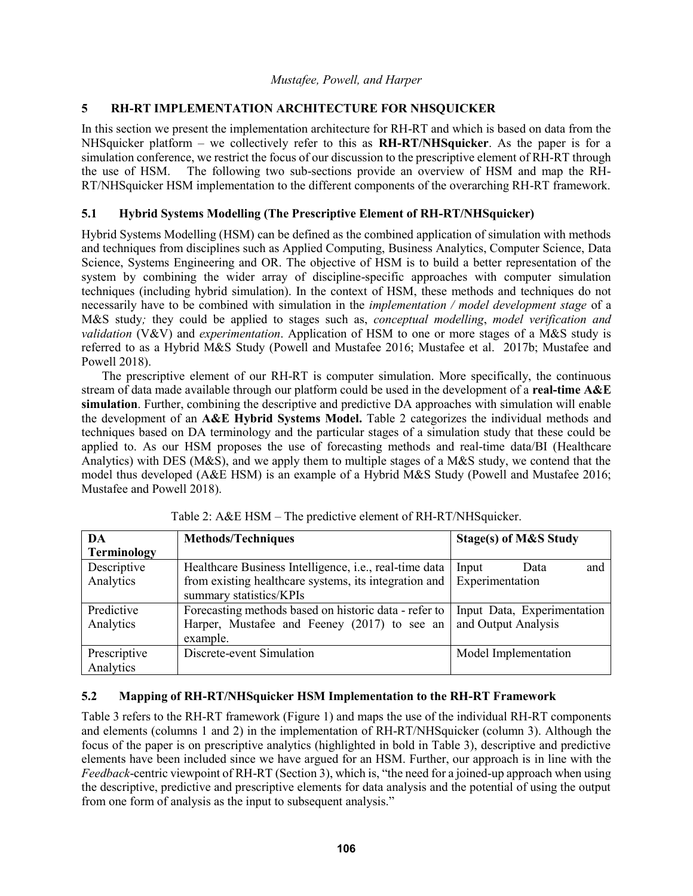## 5 RH-RT IMPLEMENTATION ARCHITECTURE FOR NHSQUICKER

In this section we present the implementation architecture for RH-RT and which is based on data from the NHSquicker platform – we collectively refer to this as **RH-RT/NHSquicker**. As the paper is for a simulation conference, we restrict the focus of our discussion to the prescriptive element of RH-RT through the use of HSM. The following two sub-sections provide an overview of HSM and map the RH-RT/NHSquicker HSM implementation to the different components of the overarching RH-RT framework.

### 5.1 Hybrid Systems Modelling (The Prescriptive Element of RH-RT/NHSquicker)

Hybrid Systems Modelling (HSM) can be defined as the combined application of simulation with methods and techniques from disciplines such as Applied Computing, Business Analytics, Computer Science, Data Science, Systems Engineering and OR. The objective of HSM is to build a better representation of the system by combining the wider array of discipline-specific approaches with computer simulation techniques (including hybrid simulation). In the context of HSM, these methods and techniques do not necessarily have to be combined with simulation in the *implementation / model development stage* of a M&S study*;* they could be applied to stages such as, *conceptual modelling*, *model verification and validation* (V&V) and *experimentation*. Application of HSM to one or more stages of a M&S study is referred to as a Hybrid M&S Study (Powell and Mustafee 2016; Mustafee et al. 2017b; Mustafee and Powell 2018).

The prescriptive element of our RH-RT is computer simulation. More specifically, the continuous stream of data made available through our platform could be used in the development of a **real-time A&E simulation**. Further, combining the descriptive and predictive DA approaches with simulation will enable the development of an **A&E Hybrid Systems Model.** Table 2 categorizes the individual methods and techniques based on DA terminology and the particular stages of a simulation study that these could be applied to. As our HSM proposes the use of forecasting methods and real-time data/BI (Healthcare Analytics) with DES (M&S), and we apply them to multiple stages of a M&S study, we contend that the model thus developed (A&E HSM) is an example of a Hybrid M&S Study (Powell and Mustafee 2016; Mustafee and Powell 2018).

Table 2: A&E HSM – The predictive element of RH-RT/NHSquicker.

| DA Terminology | Methods/Techniques | Stage(s) of M&S Study |
|---|---|---|
| Descriptive Analytics | Healthcare Business Intelligence, i.e., real-time data from existing healthcare systems, its integration and summary statistics/KPIs | Input Data and Experimentation |
| Predictive Analytics | Forecasting methods based on historic data - refer to Harper, Mustafee and Feeney (2017) to see an example. | Input Data, Experimentation and Output Analysis |
| Prescriptive Analytics | Discrete-event Simulation | Model Implementation |

### 5.2 Mapping of RH-RT/NHSquicker HSM Implementation to the RH-RT Framework

Table 3 refers to the RH-RT framework (Figure 1) and maps the use of the individual RH-RT components and elements (columns 1 and 2) in the implementation of RH-RT/NHSquicker (column 3). Although the focus of the paper is on prescriptive analytics (highlighted in bold in Table 3), descriptive and predictive elements have been included since we have argued for an HSM. Further, our approach is in line with the *Feedback*-centric viewpoint of RH-RT (Section 3), which is, "the need for a joined-up approach when using the descriptive, predictive and prescriptive elements for data analysis and the potential of using the output from one form of analysis as the input to subsequent analysis."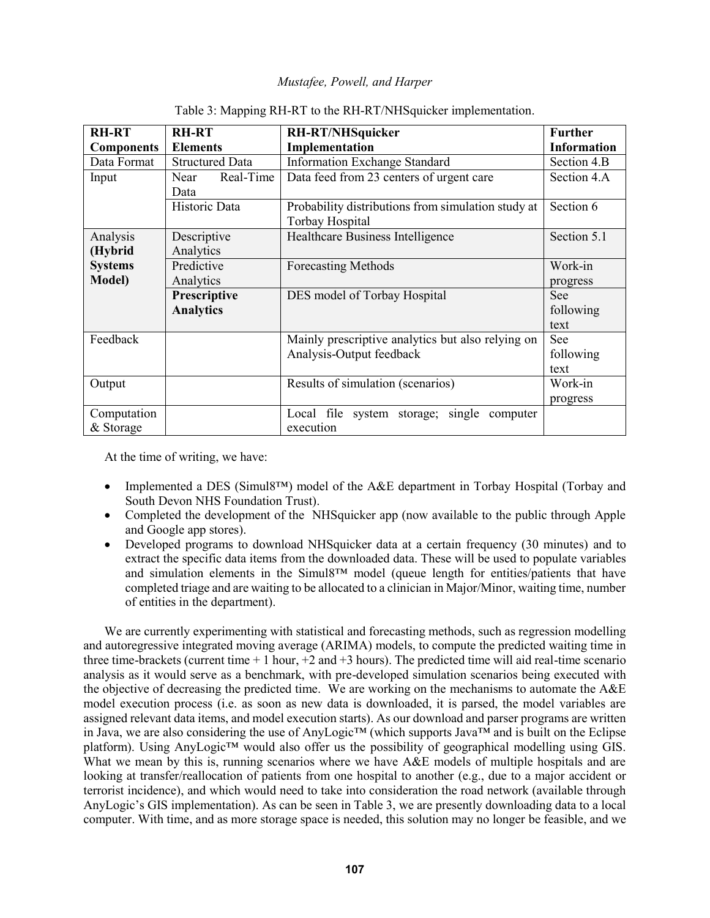Table 3: Mapping RH-RT to the RH-RT/NHSquicker implementation.

| **RH-RT Components** | **RH-RT Elements** | **RH-RT/NHSquicker Implementation** | **Further Information** |
| --- | --- | --- | --- |
| Data Format | Structured Data | Information Exchange Standard | Section 4.B |
| Input | Near Real-Time Data | Data feed from 23 centers of urgent care | Section 4.A |
| | Historic Data | Probability distributions from simulation study at Torbay Hospital | Section 6 |
| Analysis **(Hybrid Systems Model)** | Descriptive Analytics | Healthcare Business Intelligence | Section 5.1 |
| | Predictive Analytics | Forecasting Methods | Work-in progress |
| | **Prescriptive Analytics** | DES model of Torbay Hospital | See following text |
| Feedback | | Mainly prescriptive analytics but also relying on Analysis-Output feedback | See following text |
| Output | | Results of simulation (scenarios) | Work-in progress |
| Computation & Storage | | Local file system storage; single computer execution | |

At the time of writing, we have:

- Implemented a DES (Simul8™) model of the A&E department in Torbay Hospital (Torbay and South Devon NHS Foundation Trust).
- Completed the development of the NHSquicker app (now available to the public through Apple and Google app stores).
- Developed programs to download NHSquicker data at a certain frequency (30 minutes) and to extract the specific data items from the downloaded data. These will be used to populate variables and simulation elements in the Simul8™ model (queue length for entities/patients that have completed triage and are waiting to be allocated to a clinician in Major/Minor, waiting time, number of entities in the department).

We are currently experimenting with statistical and forecasting methods, such as regression modelling and autoregressive integrated moving average (ARIMA) models, to compute the predicted waiting time in three time-brackets (current time + 1 hour, +2 and +3 hours). The predicted time will aid real-time scenario analysis as it would serve as a benchmark, with pre-developed simulation scenarios being executed with the objective of decreasing the predicted time. We are working on the mechanisms to automate the A&E model execution process (i.e. as soon as new data is downloaded, it is parsed, the model variables are assigned relevant data items, and model execution starts). As our download and parser programs are written in Java, we are also considering the use of AnyLogic™ (which supports Java™ and is built on the Eclipse platform). Using AnyLogic™ would also offer us the possibility of geographical modelling using GIS. What we mean by this is, running scenarios where we have A&E models of multiple hospitals and are looking at transfer/reallocation of patients from one hospital to another (e.g., due to a major accident or terrorist incidence), and which would need to take into consideration the road network (available through AnyLogic's GIS implementation). As can be seen in Table 3, we are presently downloading data to a local computer. With time, and as more storage space is needed, this solution may no longer be feasible, and we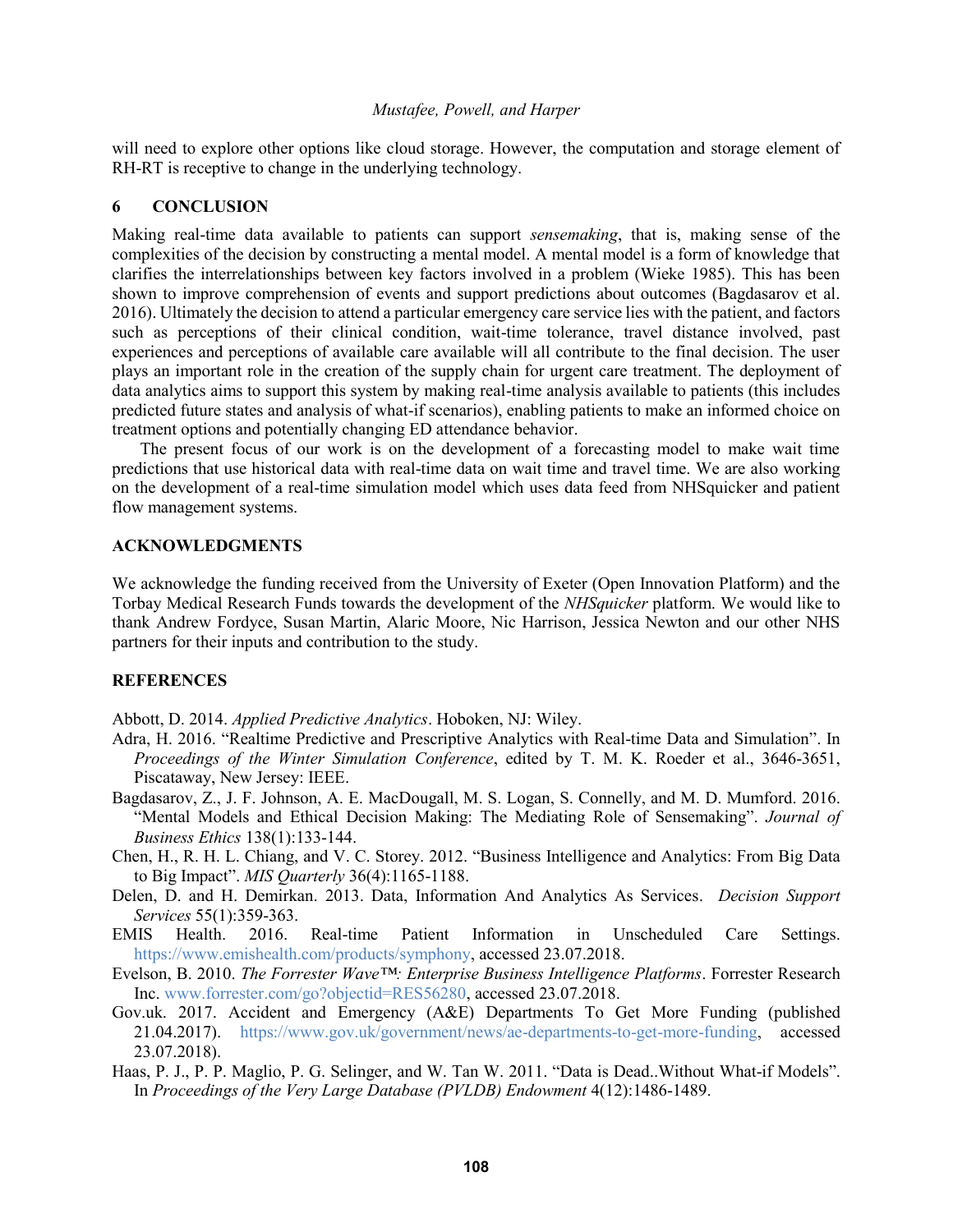will need to explore other options like cloud storage. However, the computation and storage element of RH-RT is receptive to change in the underlying technology.

## 6 CONCLUSION

Making real-time data available to patients can support *sensemaking*, that is, making sense of the complexities of the decision by constructing a mental model. A mental model is a form of knowledge that clarifies the interrelationships between key factors involved in a problem (Wieke 1985). This has been shown to improve comprehension of events and support predictions about outcomes (Bagdasarov et al. 2016). Ultimately the decision to attend a particular emergency care service lies with the patient, and factors such as perceptions of their clinical condition, wait-time tolerance, travel distance involved, past experiences and perceptions of available care available will all contribute to the final decision. The user plays an important role in the creation of the supply chain for urgent care treatment. The deployment of data analytics aims to support this system by making real-time analysis available to patients (this includes predicted future states and analysis of what-if scenarios), enabling patients to make an informed choice on treatment options and potentially changing ED attendance behavior.

The present focus of our work is on the development of a forecasting model to make wait time predictions that use historical data with real-time data on wait time and travel time. We are also working on the development of a real-time simulation model which uses data feed from NHSquicker and patient flow management systems.

## ACKNOWLEDGMENTS

We acknowledge the funding received from the University of Exeter (Open Innovation Platform) and the Torbay Medical Research Funds towards the development of the *NHSquicker* platform. We would like to thank Andrew Fordyce, Susan Martin, Alaric Moore, Nic Harrison, Jessica Newton and our other NHS partners for their inputs and contribution to the study.

## REFERENCES

Abbott, D. 2014. *Applied Predictive Analytics*. Hoboken, NJ: Wiley.

Adra, H. 2016. "Realtime Predictive and Prescriptive Analytics with Real-time Data and Simulation". In *Proceedings of the Winter Simulation Conference*, edited by T. M. K. Roeder et al., 3646-3651, Piscataway, New Jersey: IEEE.

Bagdasarov, Z., J. F. Johnson, A. E. MacDougall, M. S. Logan, S. Connelly, and M. D. Mumford. 2016. "Mental Models and Ethical Decision Making: The Mediating Role of Sensemaking". *Journal of Business Ethics* 138(1):133-144.

Chen, H., R. H. L. Chiang, and V. C. Storey. 2012. "Business Intelligence and Analytics: From Big Data to Big Impact". *MIS Quarterly* 36(4):1165-1188.

Delen, D. and H. Demirkan. 2013. Data, Information And Analytics As Services. *Decision Support Services* 55(1):359-363.

EMIS Health. 2016. Real-time Patient Information in Unscheduled Care Settings. https://www.emishealth.com/products/symphony, accessed 23.07.2018.

Evelson, B. 2010. *The Forrester Wave™: Enterprise Business Intelligence Platforms*. Forrester Research Inc. www.forrester.com/go?objectid=RES56280, accessed 23.07.2018.

Gov.uk. 2017. Accident and Emergency (A&E) Departments To Get More Funding (published 21.04.2017). https://www.gov.uk/government/news/ae-departments-to-get-more-funding, accessed 23.07.2018).

Haas, P. J., P. P. Maglio, P. G. Selinger, and W. Tan W. 2011. "Data is Dead..Without What-if Models". In *Proceedings of the Very Large Database (PVLDB) Endowment* 4(12):1486-1489.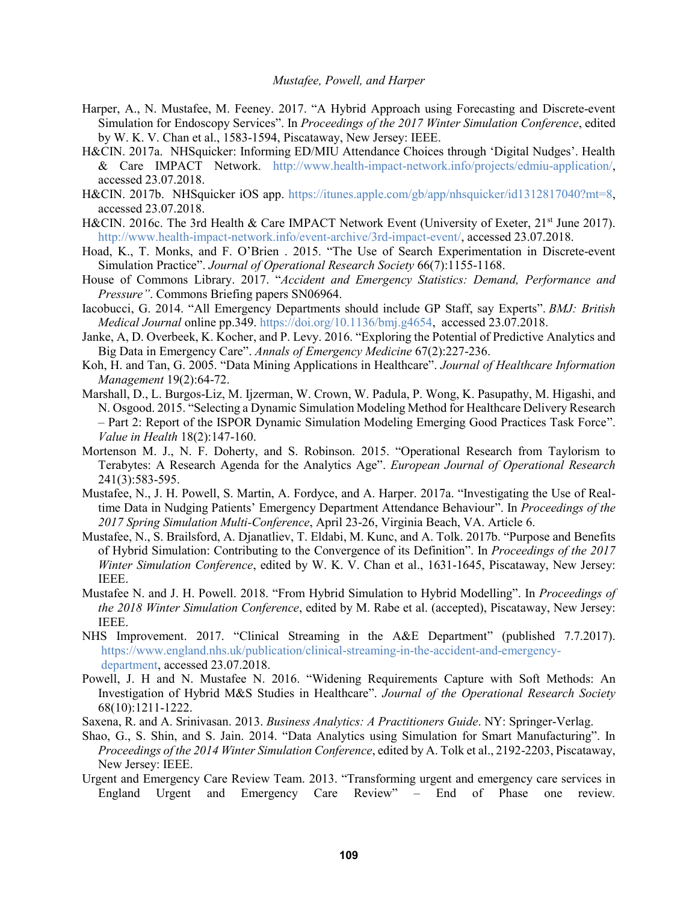Harper, A., N. Mustafee, M. Feeney. 2017. "A Hybrid Approach using Forecasting and Discrete-event Simulation for Endoscopy Services". In *Proceedings of the 2017 Winter Simulation Conference*, edited by W. K. V. Chan et al., 1583-1594, Piscataway, New Jersey: IEEE.

H&CIN. 2017a. NHSquicker: Informing ED/MIU Attendance Choices through 'Digital Nudges'. Health & Care IMPACT Network. http://www.health-impact-network.info/projects/edmiu-application/, accessed 23.07.2018.

H&CIN. 2017b. NHSquicker iOS app. https://itunes.apple.com/gb/app/nhsquicker/id1312817040?mt=8, accessed 23.07.2018.

H&CIN. 2016c. The 3rd Health & Care IMPACT Network Event (University of Exeter, 21st June 2017). http://www.health-impact-network.info/event-archive/3rd-impact-event/, accessed 23.07.2018.

Hoad, K., T. Monks, and F. O'Brien . 2015. "The Use of Search Experimentation in Discrete-event Simulation Practice". *Journal of Operational Research Society* 66(7):1155-1168.

House of Commons Library. 2017. "*Accident and Emergency Statistics: Demand, Performance and Pressure"*. Commons Briefing papers SN06964.

Iacobucci, G. 2014. "All Emergency Departments should include GP Staff, say Experts". *BMJ: British Medical Journal* online pp.349. https://doi.org/10.1136/bmj.g4654, accessed 23.07.2018.

Janke, A, D. Overbeek, K. Kocher, and P. Levy. 2016. "Exploring the Potential of Predictive Analytics and Big Data in Emergency Care". *Annals of Emergency Medicine* 67(2):227-236.

Koh, H. and Tan, G. 2005. "Data Mining Applications in Healthcare". *Journal of Healthcare Information Management* 19(2):64-72.

Marshall, D., L. Burgos-Liz, M. Ijzerman, W. Crown, W. Padula, P. Wong, K. Pasupathy, M. Higashi, and N. Osgood. 2015. "Selecting a Dynamic Simulation Modeling Method for Healthcare Delivery Research – Part 2: Report of the ISPOR Dynamic Simulation Modeling Emerging Good Practices Task Force". *Value in Health* 18(2):147-160.

Mortenson M. J., N. F. Doherty, and S. Robinson. 2015. "Operational Research from Taylorism to Terabytes: A Research Agenda for the Analytics Age". *European Journal of Operational Research* 241(3):583-595.

Mustafee, N., J. H. Powell, S. Martin, A. Fordyce, and A. Harper. 2017a. "Investigating the Use of Real-time Data in Nudging Patients' Emergency Department Attendance Behaviour". In *Proceedings of the 2017 Spring Simulation Multi-Conference*, April 23-26, Virginia Beach, VA. Article 6.

Mustafee, N., S. Brailsford, A. Djanatliev, T. Eldabi, M. Kunc, and A. Tolk. 2017b. "Purpose and Benefits of Hybrid Simulation: Contributing to the Convergence of its Definition". In *Proceedings of the 2017 Winter Simulation Conference*, edited by W. K. V. Chan et al., 1631-1645, Piscataway, New Jersey: IEEE.

Mustafee N. and J. H. Powell. 2018. "From Hybrid Simulation to Hybrid Modelling". In *Proceedings of the 2018 Winter Simulation Conference*, edited by M. Rabe et al. (accepted), Piscataway, New Jersey: IEEE.

NHS Improvement. 2017. "Clinical Streaming in the A&E Department" (published 7.7.2017). https://www.england.nhs.uk/publication/clinical-streaming-in-the-accident-and-emergency-department, accessed 23.07.2018.

Powell, J. H and N. Mustafee N. 2016. "Widening Requirements Capture with Soft Methods: An Investigation of Hybrid M&S Studies in Healthcare". *Journal of the Operational Research Society* 68(10):1211-1222.

Saxena, R. and A. Srinivasan. 2013. *Business Analytics: A Practitioners Guide*. NY: Springer-Verlag.

Shao, G., S. Shin, and S. Jain. 2014. "Data Analytics using Simulation for Smart Manufacturing". In *Proceedings of the 2014 Winter Simulation Conference*, edited by A. Tolk et al., 2192-2203, Piscataway, New Jersey: IEEE.

Urgent and Emergency Care Review Team. 2013. "Transforming urgent and emergency care services in England Urgent and Emergency Care Review" – End of Phase one review.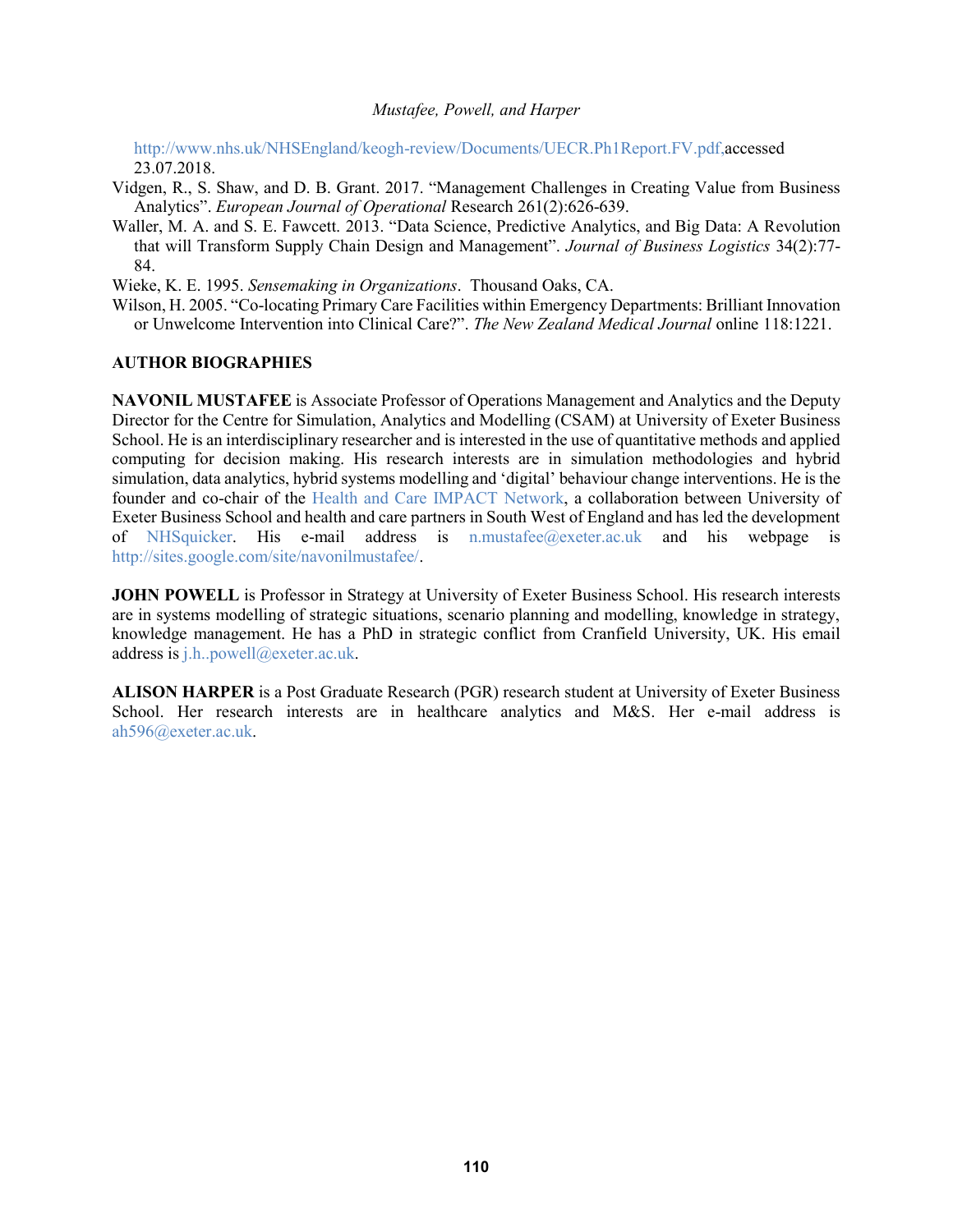http://www.nhs.uk/NHSEngland/keogh-review/Documents/UECR.Ph1Report.FV.pdf,accessed 23.07.2018.

Vidgen, R., S. Shaw, and D. B. Grant. 2017. "Management Challenges in Creating Value from Business Analytics". *European Journal of Operational* Research 261(2):626-639.

Waller, M. A. and S. E. Fawcett. 2013. "Data Science, Predictive Analytics, and Big Data: A Revolution that will Transform Supply Chain Design and Management". *Journal of Business Logistics* 34(2):77-84.

Wieke, K. E. 1995. *Sensemaking in Organizations*. Thousand Oaks, CA.

Wilson, H. 2005. "Co-locating Primary Care Facilities within Emergency Departments: Brilliant Innovation or Unwelcome Intervention into Clinical Care?". *The New Zealand Medical Journal* online 118:1221.

## AUTHOR BIOGRAPHIES

**NAVONIL MUSTAFEE** is Associate Professor of Operations Management and Analytics and the Deputy Director for the Centre for Simulation, Analytics and Modelling (CSAM) at University of Exeter Business School. He is an interdisciplinary researcher and is interested in the use of quantitative methods and applied computing for decision making. His research interests are in simulation methodologies and hybrid simulation, data analytics, hybrid systems modelling and 'digital' behaviour change interventions. He is the founder and co-chair of the Health and Care IMPACT Network, a collaboration between University of Exeter Business School and health and care partners in South West of England and has led the development of NHSquicker. His e-mail address is n.mustafee@exeter.ac.uk and his webpage is http://sites.google.com/site/navonilmustafee/.

**JOHN POWELL** is Professor in Strategy at University of Exeter Business School. His research interests are in systems modelling of strategic situations, scenario planning and modelling, knowledge in strategy, knowledge management. He has a PhD in strategic conflict from Cranfield University, UK. His email address is j.h..powell@exeter.ac.uk.

**ALISON HARPER** is a Post Graduate Research (PGR) research student at University of Exeter Business School. Her research interests are in healthcare analytics and M&S. Her e-mail address is ah596@exeter.ac.uk.